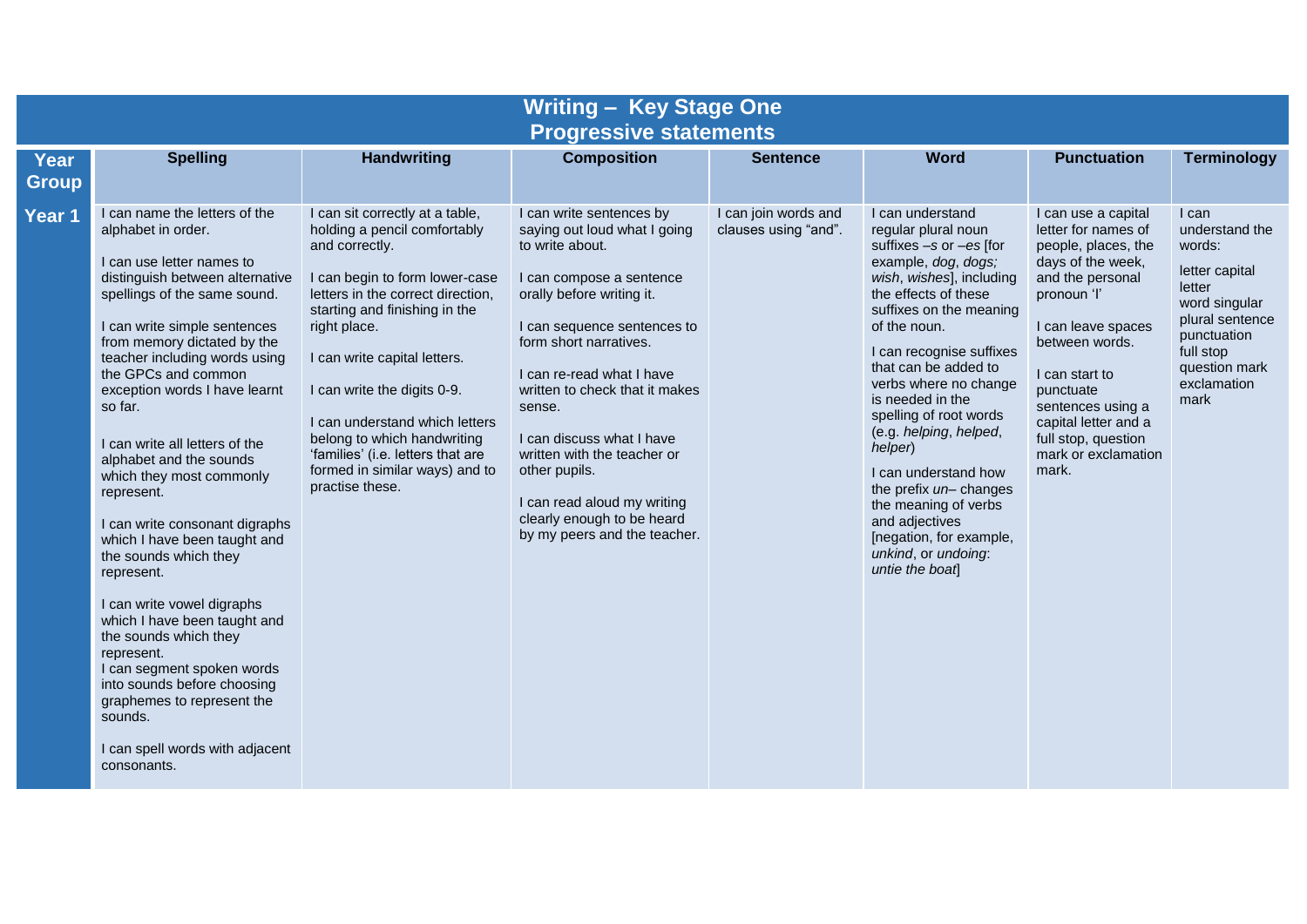# Writing – Key Stage One
## Progressive statements

| Year Group | Spelling | Handwriting | Composition | Sentence | Word | Punctuation | Terminology |
|---|---|---|---|---|---|---|---|
| **Year 1** | I can name the letters of the alphabet in order.<br><br>I can use letter names to distinguish between alternative spellings of the same sound.<br><br>I can write simple sentences from memory dictated by the teacher including words using the GPCs and common exception words I have learnt so far.<br><br>I can write all letters of the alphabet and the sounds which they most commonly represent.<br><br>I can write consonant digraphs which I have been taught and the sounds which they represent.<br><br>I can write vowel digraphs which I have been taught and the sounds which they represent.<br>I can segment spoken words into sounds before choosing graphemes to represent the sounds.<br><br>I can spell words with adjacent consonants. | I can sit correctly at a table, holding a pencil comfortably and correctly.<br><br>I can begin to form lower-case letters in the correct direction, starting and finishing in the right place.<br><br>I can write capital letters.<br><br>I can write the digits 0-9.<br><br>I can understand which letters belong to which handwriting 'families' (i.e. letters that are formed in similar ways) and to practise these. | I can write sentences by saying out loud what I going to write about.<br><br>I can compose a sentence orally before writing it.<br><br>I can sequence sentences to form short narratives.<br><br>I can re-read what I have written to check that it makes sense.<br><br>I can discuss what I have written with the teacher or other pupils.<br><br>I can read aloud my writing clearly enough to be heard by my peers and the teacher. | I can join words and clauses using "and". | I can understand regular plural noun suffixes –*s* or –*es* [for example, *dog*, *dogs; wish*, *wishes*], including the effects of these suffixes on the meaning of the noun.<br><br>I can recognise suffixes that can be added to verbs where no change is needed in the spelling of root words (e.g. *helping*, *helped*, *helper*)<br><br>I can understand how the prefix *un*– changes the meaning of verbs and adjectives [negation, for example, *unkind*, or *undoing*: *untie the boat*] | I can use a capital letter for names of people, places, the days of the week, and the personal pronoun 'I'<br><br>I can leave spaces between words.<br><br>I can start to punctuate sentences using a capital letter and a full stop, question mark or exclamation mark. | I can understand the words:<br><br>letter capital letter<br>word singular<br>plural sentence<br>punctuation<br>full stop<br>question mark<br>exclamation mark |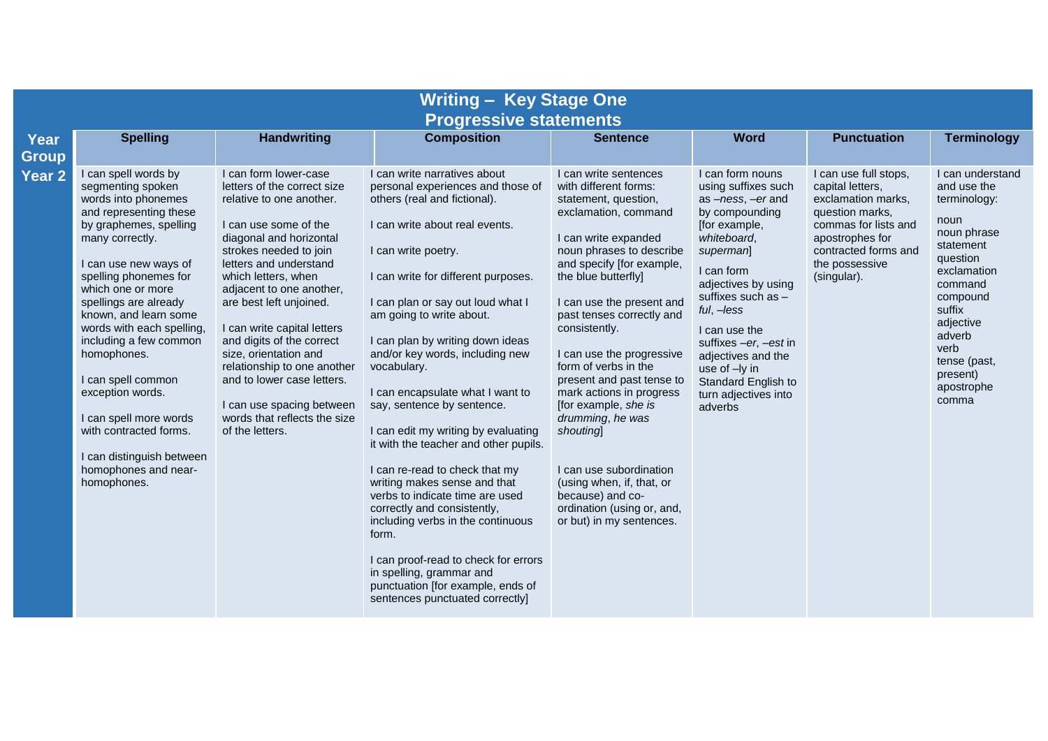# Writing – Key Stage One
## Progressive statements

| Year Group | Spelling | Handwriting | Composition | Sentence | Word | Punctuation | Terminology |
|---|---|---|---|---|---|---|---|
| Year 2 | I can spell words by segmenting spoken words into phonemes and representing these by graphemes, spelling many correctly.<br><br>I can use new ways of spelling phonemes for which one or more spellings are already known, and learn some words with each spelling, including a few common homophones.<br><br>I can spell common exception words.<br><br>I can spell more words with contracted forms.<br><br>I can distinguish between homophones and near-homophones. | I can form lower-case letters of the correct size relative to one another.<br><br>I can use some of the diagonal and horizontal strokes needed to join letters and understand which letters, when adjacent to one another, are best left unjoined.<br><br>I can write capital letters and digits of the correct size, orientation and relationship to one another and to lower case letters.<br><br>I can use spacing between words that reflects the size of the letters. | I can write narratives about personal experiences and those of others (real and fictional).<br><br>I can write about real events.<br><br>I can write poetry.<br><br>I can write for different purposes.<br><br>I can plan or say out loud what I am going to write about.<br><br>I can plan by writing down ideas and/or key words, including new vocabulary.<br><br>I can encapsulate what I want to say, sentence by sentence.<br><br>I can edit my writing by evaluating it with the teacher and other pupils.<br><br>I can re-read to check that my writing makes sense and that verbs to indicate time are used correctly and consistently, including verbs in the continuous form.<br><br>I can proof-read to check for errors in spelling, grammar and punctuation [for example, ends of sentences punctuated correctly] | I can write sentences with different forms: statement, question, exclamation, command<br><br>I can write expanded noun phrases to describe and specify [for example, the blue butterfly]<br><br>I can use the present and past tenses correctly and consistently.<br><br>I can use the progressive form of verbs in the present and past tense to mark actions in progress [for example, *she is drumming*, *he was shouting*]<br><br>I can use subordination (using when, if, that, or because) and co-ordination (using or, and, or but) in my sentences. | I can form nouns using suffixes such as *–ness*, *–er* and by compounding [for example, *whiteboard*, *superman*]<br><br>I can form adjectives by using suffixes such as *–ful*, *–less*<br><br>I can use the suffixes *–er*, *–est* in adjectives and the use of –ly in Standard English to turn adjectives into adverbs | I can use full stops, capital letters, exclamation marks, question marks, commas for lists and apostrophes for contracted forms and the possessive (singular). | I can understand and use the terminology:<br><br>noun<br>noun phrase<br>statement<br>question<br>exclamation<br>command<br>compound<br>suffix<br>adjective<br>adverb<br>verb<br>tense (past, present)<br>apostrophe<br>comma |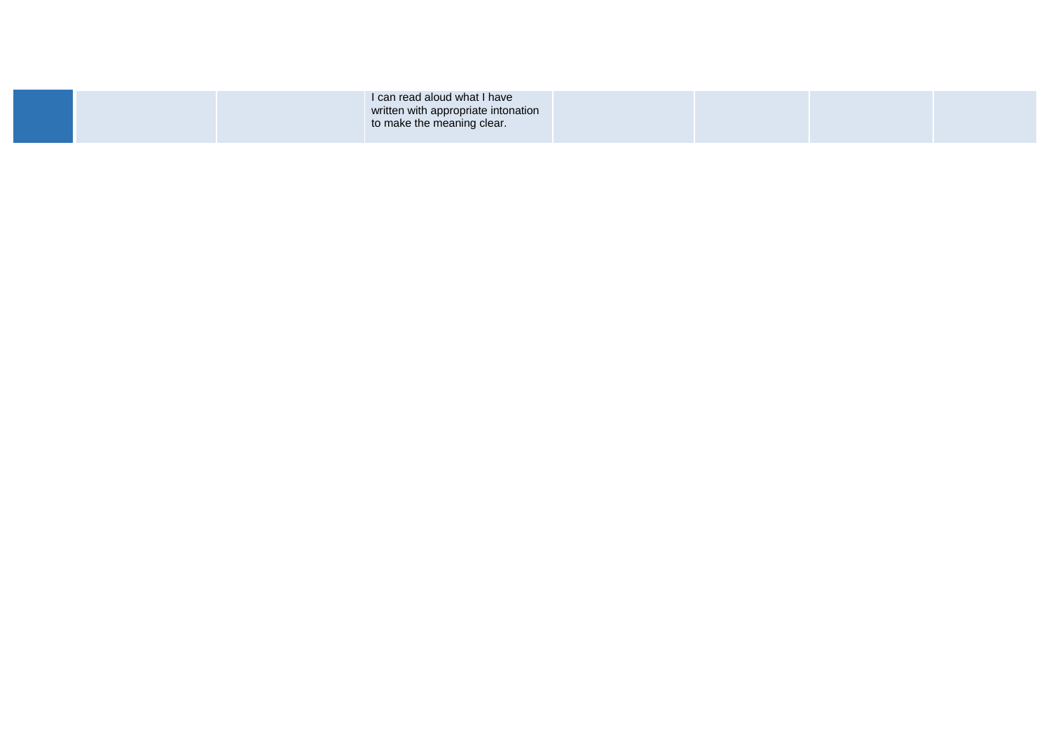| | | | | | | | |
|---|---|---|---|---|---|---|---|
| | | | I can read aloud what I have written with appropriate intonation to make the meaning clear. | | | | |